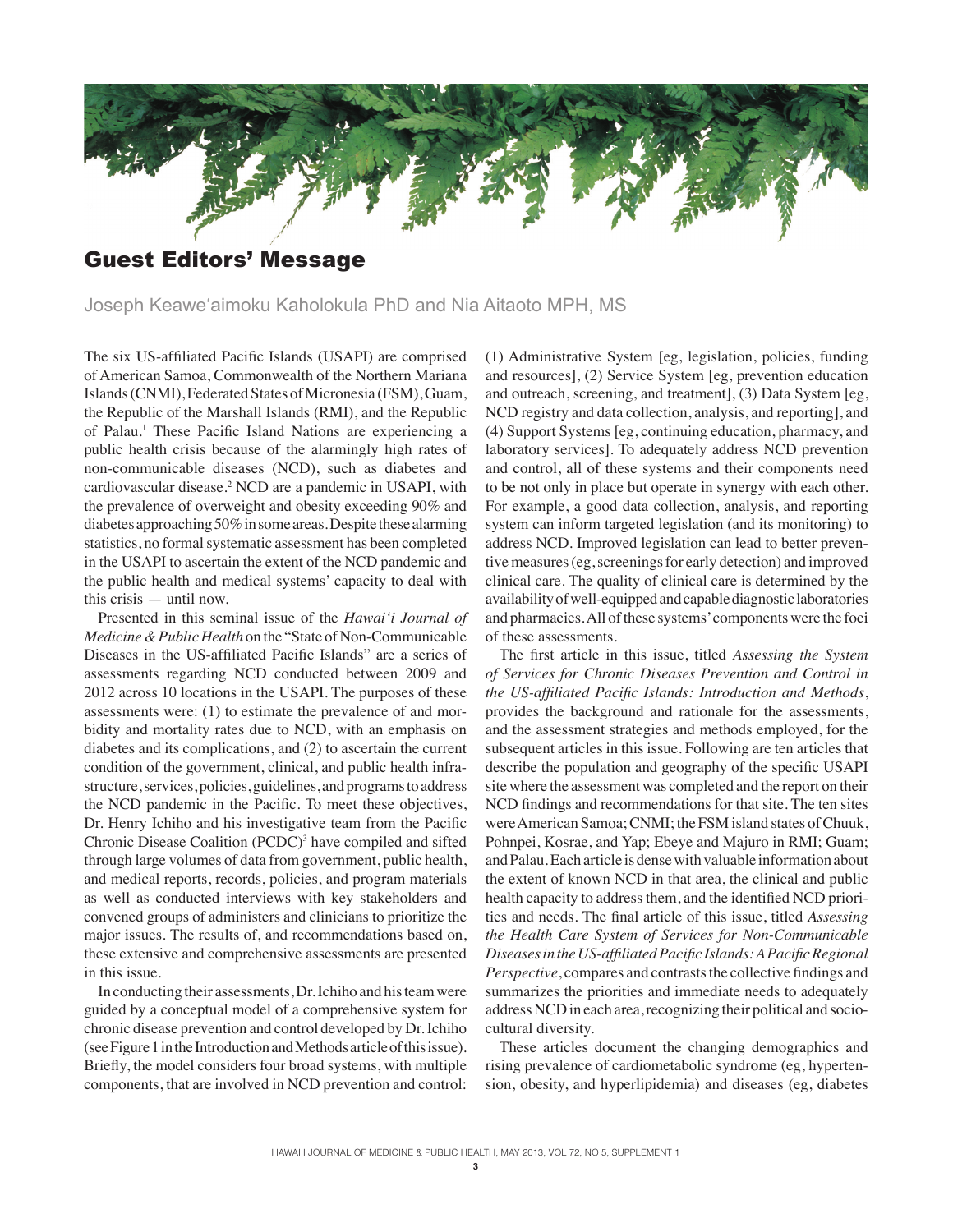# Guest Editors' Message

Joseph Keawe'aimoku Kaholokula PhD and Nia Aitaoto MPH, MS

The six US-affiliated Pacific Islands (USAPI) are comprised of American Samoa, Commonwealth of the Northern Mariana Islands (CNMI), Federated States of Micronesia (FSM), Guam, the Republic of the Marshall Islands (RMI), and the Republic of Palau.[1] These Pacific Island Nations are experiencing a public health crisis because of the alarmingly high rates of non-communicable diseases (NCD), such as diabetes and cardiovascular disease.[2] NCD are a pandemic in USAPI, with the prevalence of overweight and obesity exceeding 90% and diabetes approaching 50% in some areas. Despite these alarming statistics, no formal systematic assessment has been completed in the USAPI to ascertain the extent of the NCD pandemic and the public health and medical systems' capacity to deal with this crisis — until now.

Presented in this seminal issue of the *Hawai'i Journal of Medicine & Public Health* on the "State of Non-Communicable Diseases in the US-affiliated Pacific Islands" are a series of assessments regarding NCD conducted between 2009 and 2012 across 10 locations in the USAPI. The purposes of these assessments were: (1) to estimate the prevalence of and morbidity and mortality rates due to NCD, with an emphasis on diabetes and its complications, and (2) to ascertain the current condition of the government, clinical, and public health infrastructure, services, policies, guidelines, and programs to address the NCD pandemic in the Pacific. To meet these objectives, Dr. Henry Ichiho and his investigative team from the Pacific Chronic Disease Coalition (PCDC)[3] have compiled and sifted through large volumes of data from government, public health, and medical reports, records, policies, and program materials as well as conducted interviews with key stakeholders and convened groups of administers and clinicians to prioritize the major issues. The results of, and recommendations based on, these extensive and comprehensive assessments are presented in this issue.

In conducting their assessments, Dr. Ichiho and his team were guided by a conceptual model of a comprehensive system for chronic disease prevention and control developed by Dr. Ichiho (see Figure 1 in the Introduction and Methods article of this issue). Briefly, the model considers four broad systems, with multiple components, that are involved in NCD prevention and control: (1) Administrative System [eg, legislation, policies, funding and resources], (2) Service System [eg, prevention education and outreach, screening, and treatment], (3) Data System [eg, NCD registry and data collection, analysis, and reporting], and (4) Support Systems [eg, continuing education, pharmacy, and laboratory services]. To adequately address NCD prevention and control, all of these systems and their components need to be not only in place but operate in synergy with each other. For example, a good data collection, analysis, and reporting system can inform targeted legislation (and its monitoring) to address NCD. Improved legislation can lead to better preventive measures (eg, screenings for early detection) and improved clinical care. The quality of clinical care is determined by the availability of well-equipped and capable diagnostic laboratories and pharmacies. All of these systems' components were the foci of these assessments.

The first article in this issue, titled *Assessing the System of Services for Chronic Diseases Prevention and Control in the US-affiliated Pacific Islands: Introduction and Methods*, provides the background and rationale for the assessments, and the assessment strategies and methods employed, for the subsequent articles in this issue. Following are ten articles that describe the population and geography of the specific USAPI site where the assessment was completed and the report on their NCD findings and recommendations for that site. The ten sites were American Samoa; CNMI; the FSM island states of Chuuk, Pohnpei, Kosrae, and Yap; Ebeye and Majuro in RMI; Guam; and Palau. Each article is dense with valuable information about the extent of known NCD in that area, the clinical and public health capacity to address them, and the identified NCD priorities and needs. The final article of this issue, titled *Assessing the Health Care System of Services for Non-Communicable Diseases in the US-affiliated Pacific Islands: A Pacific Regional Perspective*, compares and contrasts the collective findings and summarizes the priorities and immediate needs to adequately address NCD in each area, recognizing their political and sociocultural diversity.

These articles document the changing demographics and rising prevalence of cardiometabolic syndrome (eg, hypertension, obesity, and hyperlipidemia) and diseases (eg, diabetes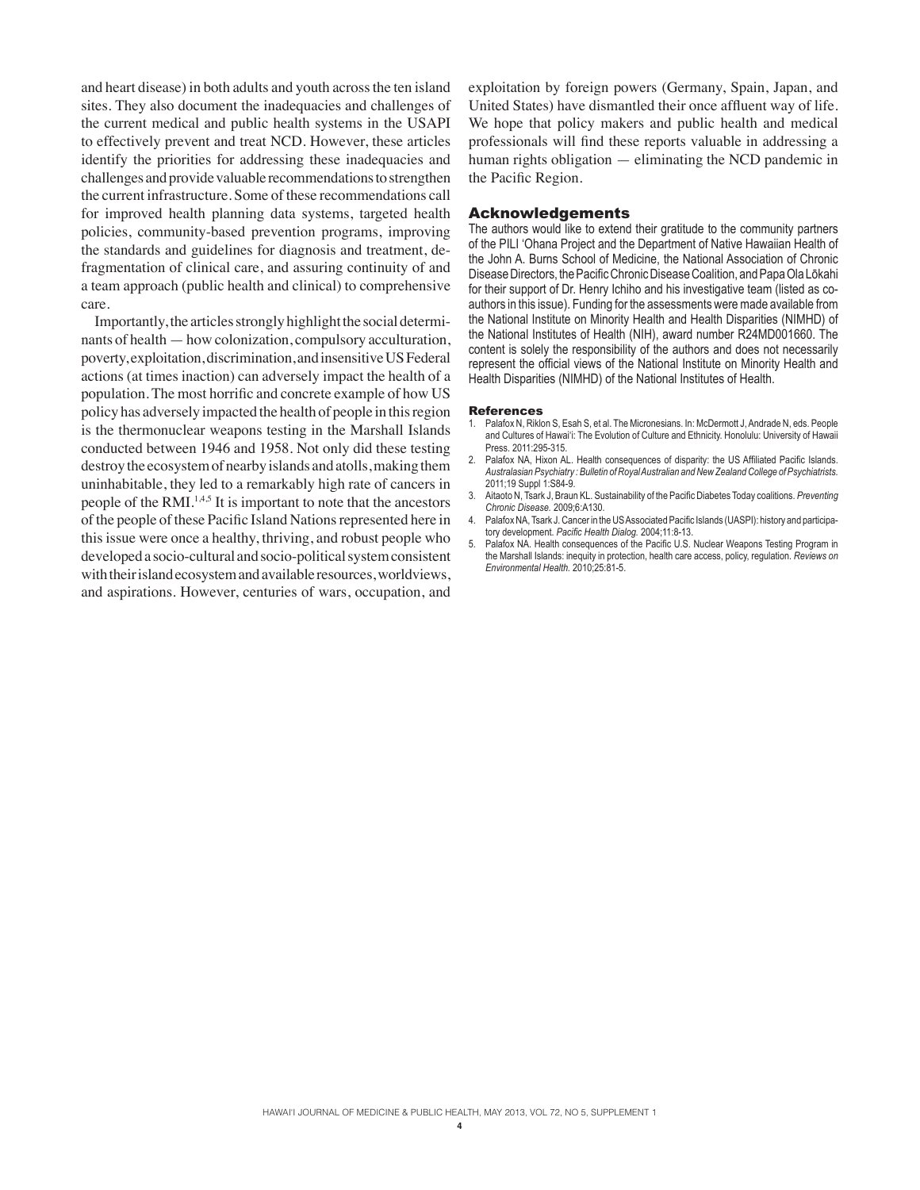and heart disease) in both adults and youth across the ten island sites. They also document the inadequacies and challenges of the current medical and public health systems in the USAPI to effectively prevent and treat NCD. However, these articles identify the priorities for addressing these inadequacies and challenges and provide valuable recommendations to strengthen the current infrastructure. Some of these recommendations call for improved health planning data systems, targeted health policies, community-based prevention programs, improving the standards and guidelines for diagnosis and treatment, defragmentation of clinical care, and assuring continuity of and a team approach (public health and clinical) to comprehensive care.

Importantly, the articles strongly highlight the social determinants of health — how colonization, compulsory acculturation, poverty, exploitation, discrimination, and insensitive US Federal actions (at times inaction) can adversely impact the health of a population. The most horrific and concrete example of how US policy has adversely impacted the health of people in this region is the thermonuclear weapons testing in the Marshall Islands conducted between 1946 and 1958. Not only did these testing destroy the ecosystem of nearby islands and atolls, making them uninhabitable, they led to a remarkably high rate of cancers in people of the RMI.[1,4,5] It is important to note that the ancestors of the people of these Pacific Island Nations represented here in this issue were once a healthy, thriving, and robust people who developed a socio-cultural and socio-political system consistent with their island ecosystem and available resources, worldviews, and aspirations. However, centuries of wars, occupation, and exploitation by foreign powers (Germany, Spain, Japan, and United States) have dismantled their once affluent way of life. We hope that policy makers and public health and medical professionals will find these reports valuable in addressing a human rights obligation — eliminating the NCD pandemic in the Pacific Region.

## Acknowledgements

The authors would like to extend their gratitude to the community partners of the PILI 'Ohana Project and the Department of Native Hawaiian Health of the John A. Burns School of Medicine, the National Association of Chronic Disease Directors, the Pacific Chronic Disease Coalition, and Papa Ola Lōkahi for their support of Dr. Henry Ichiho and his investigative team (listed as co-authors in this issue). Funding for the assessments were made available from the National Institute on Minority Health and Health Disparities (NIMHD) of the National Institutes of Health (NIH), award number R24MD001660. The content is solely the responsibility of the authors and does not necessarily represent the official views of the National Institute on Minority Health and Health Disparities (NIMHD) of the National Institutes of Health.

## References

1. Palafox N, Riklon S, Esah S, et al. The Micronesians. In: McDermott J, Andrade N, eds. People and Cultures of Hawai'i: The Evolution of Culture and Ethnicity. Honolulu: University of Hawaii Press. 2011:295-315.
2. Palafox NA, Hixon AL. Health consequences of disparity: the US Affiliated Pacific Islands. *Australasian Psychiatry : Bulletin of Royal Australian and New Zealand College of Psychiatrists.* 2011;19 Suppl 1:S84-9.
3. Aitaoto N, Tsark J, Braun KL. Sustainability of the Pacific Diabetes Today coalitions. *Preventing Chronic Disease.* 2009;6:A130.
4. Palafox NA, Tsark J. Cancer in the US Associated Pacific Islands (UASPI): history and participatory development. *Pacific Health Dialog.* 2004;11:8-13.
5. Palafox NA. Health consequences of the Pacific U.S. Nuclear Weapons Testing Program in the Marshall Islands: inequity in protection, health care access, policy, regulation. *Reviews on Environmental Health.* 2010;25:81-5.